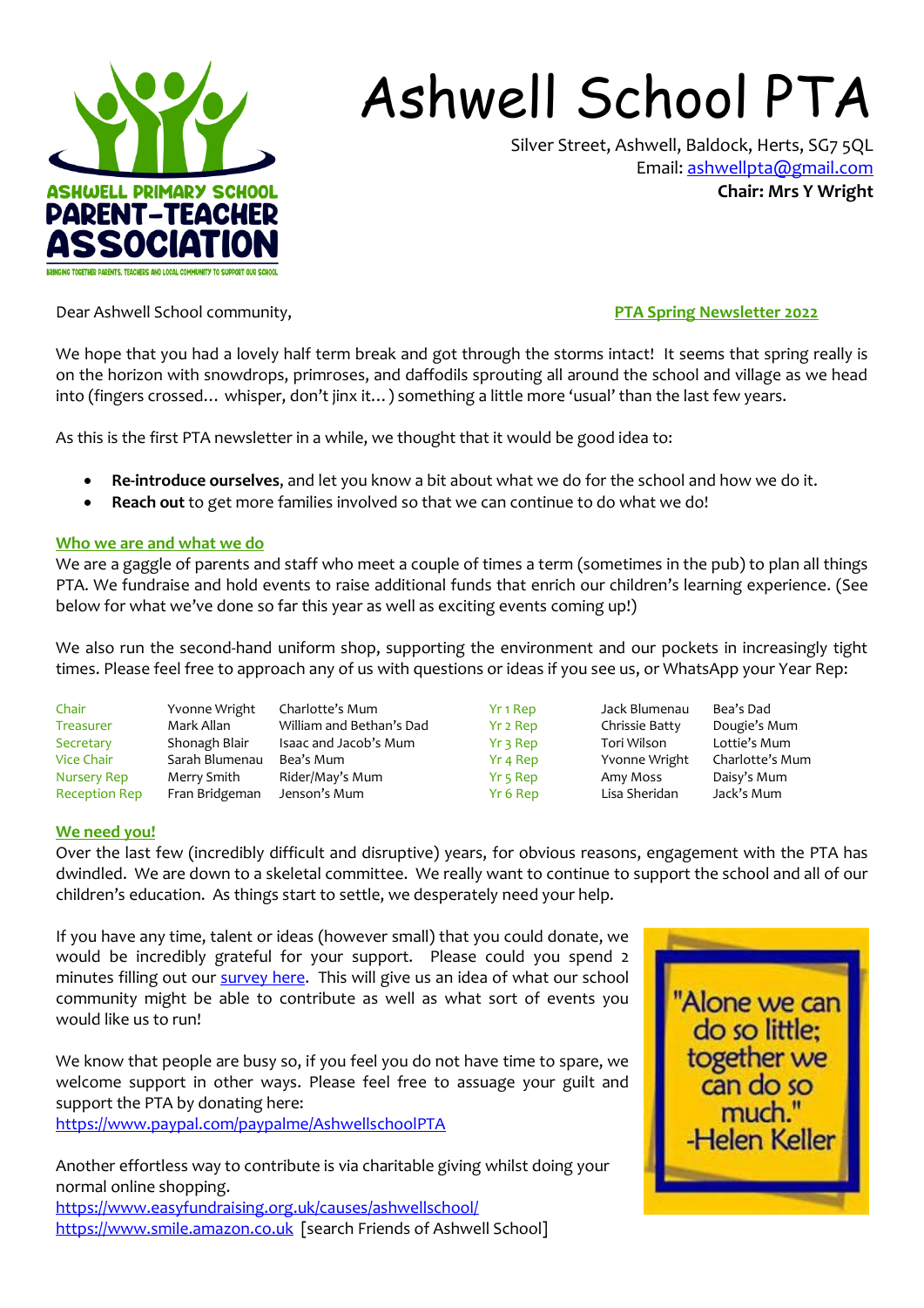# Ashwell School PTA

Silver Street, Ashwell, Baldock, Herts, SG7 5QL
Email: ashwellpta@gmail.com
**Chair: Mrs Y Wright**

Dear Ashwell School community,

**PTA Spring Newsletter 2022**

We hope that you had a lovely half term break and got through the storms intact! It seems that spring really is on the horizon with snowdrops, primroses, and daffodils sprouting all around the school and village as we head into (fingers crossed… whisper, don't jinx it…) something a little more 'usual' than the last few years.

As this is the first PTA newsletter in a while, we thought that it would be good idea to:

- **Re-introduce ourselves**, and let you know a bit about what we do for the school and how we do it.
- **Reach out** to get more families involved so that we can continue to do what we do!

## Who we are and what we do

We are a gaggle of parents and staff who meet a couple of times a term (sometimes in the pub) to plan all things PTA. We fundraise and hold events to raise additional funds that enrich our children's learning experience. (See below for what we've done so far this year as well as exciting events coming up!)

We also run the second-hand uniform shop, supporting the environment and our pockets in increasingly tight times. Please feel free to approach any of us with questions or ideas if you see us, or WhatsApp your Year Rep:

| Role | Name | | Role | Name | |
|---|---|---|---|---|---|
| Chair | Yvonne Wright | Charlotte's Mum | Yr 1 Rep | Jack Blumenau | Bea's Dad |
| Treasurer | Mark Allan | William and Bethan's Dad | Yr 2 Rep | Chrissie Batty | Dougie's Mum |
| Secretary | Shonagh Blair | Isaac and Jacob's Mum | Yr 3 Rep | Tori Wilson | Lottie's Mum |
| Vice Chair | Sarah Blumenau | Bea's Mum | Yr 4 Rep | Yvonne Wright | Charlotte's Mum |
| Nursery Rep | Merry Smith | Rider/May's Mum | Yr 5 Rep | Amy Moss | Daisy's Mum |
| Reception Rep | Fran Bridgeman | Jenson's Mum | Yr 6 Rep | Lisa Sheridan | Jack's Mum |

## We need you!

Over the last few (incredibly difficult and disruptive) years, for obvious reasons, engagement with the PTA has dwindled. We are down to a skeletal committee. We really want to continue to support the school and all of our children's education. As things start to settle, we desperately need your help.

If you have any time, talent or ideas (however small) that you could donate, we would be incredibly grateful for your support. Please could you spend 2 minutes filling out our survey here. This will give us an idea of what our school community might be able to contribute as well as what sort of events you would like us to run!

We know that people are busy so, if you feel you do not have time to spare, we welcome support in other ways. Please feel free to assuage your guilt and support the PTA by donating here:
https://www.paypal.com/paypalme/AshwellschoolPTA

Another effortless way to contribute is via charitable giving whilst doing your normal online shopping.
https://www.easyfundraising.org.uk/causes/ashwellschool/
https://www.smile.amazon.co.uk [search Friends of Ashwell School]

"Alone we can do so little; together we can do so much." -Helen Keller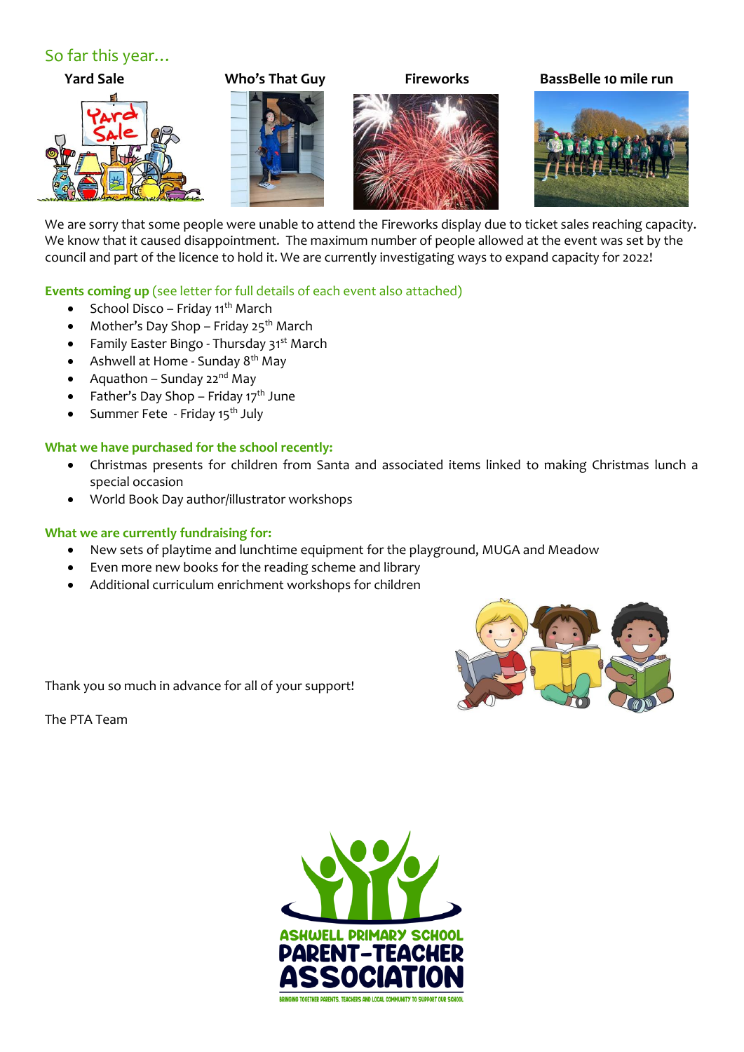## So far this year…

**Yard Sale** | **Who's That Guy** | **Fireworks** | **BassBelle 10 mile run**

We are sorry that some people were unable to attend the Fireworks display due to ticket sales reaching capacity. We know that it caused disappointment. The maximum number of people allowed at the event was set by the council and part of the licence to hold it. We are currently investigating ways to expand capacity for 2022!

**Events coming up** (see letter for full details of each event also attached)

- School Disco – Friday 11th March
- Mother's Day Shop – Friday 25th March
- Family Easter Bingo - Thursday 31st March
- Ashwell at Home - Sunday 8th May
- Aquathon – Sunday 22nd May
- Father's Day Shop – Friday 17th June
- Summer Fete - Friday 15th July

**What we have purchased for the school recently:**

- Christmas presents for children from Santa and associated items linked to making Christmas lunch a special occasion
- World Book Day author/illustrator workshops

**What we are currently fundraising for:**

- New sets of playtime and lunchtime equipment for the playground, MUGA and Meadow
- Even more new books for the reading scheme and library
- Additional curriculum enrichment workshops for children

Thank you so much in advance for all of your support!

The PTA Team

ASHWELL PRIMARY SCHOOL
PARENT-TEACHER ASSOCIATION
BRINGING TOGETHER PARENTS, TEACHERS AND LOCAL COMMUNITY TO SUPPORT OUR SCHOOL